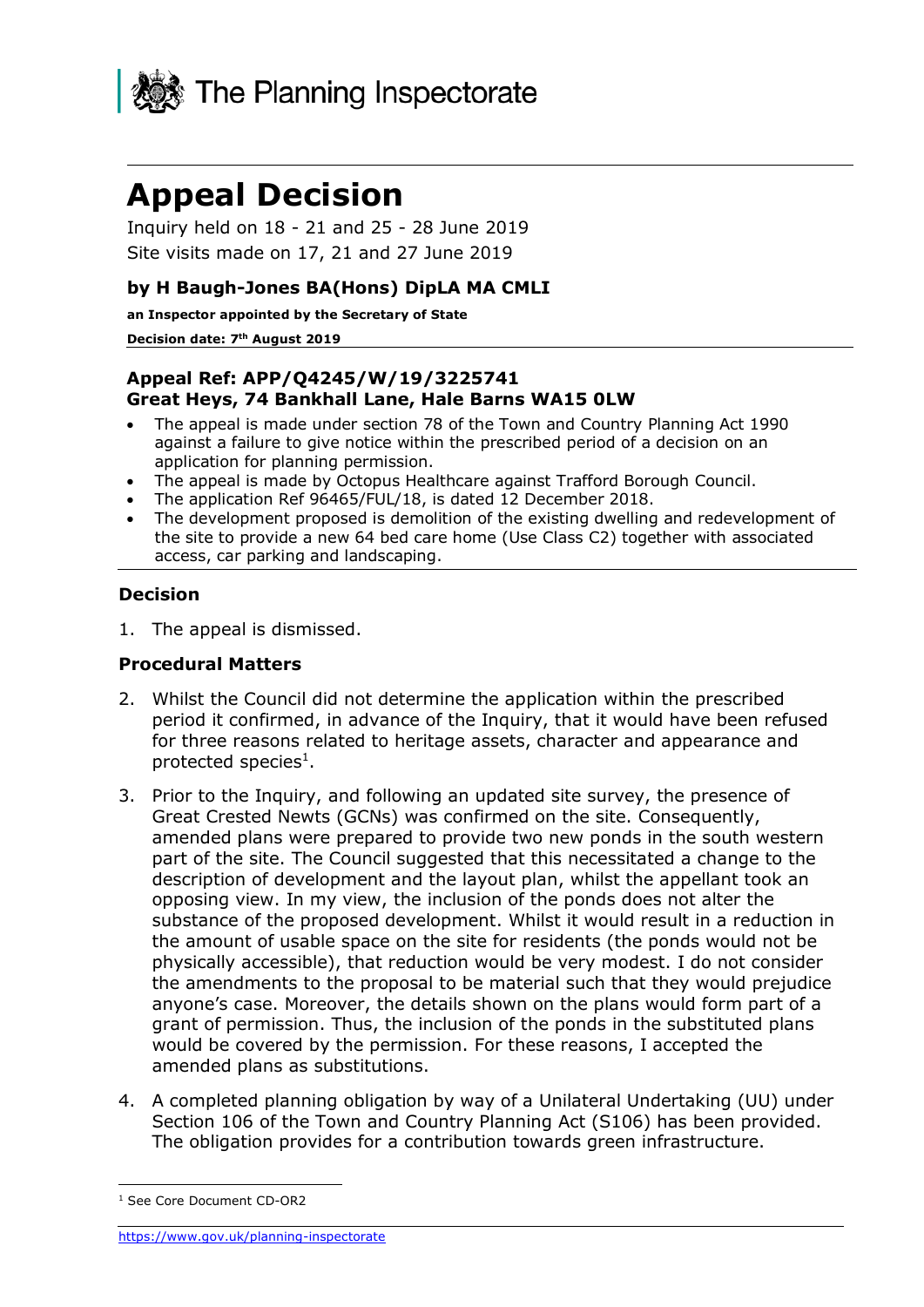The Planning Inspectorate

# Appeal Decision

Inquiry held on 18 - 21 and 25 - 28 June 2019

Site visits made on 17, 21 and 27 June 2019

### by H Baugh-Jones BA(Hons) DipLA MA CMLI

**an Inspector appointed by the Secretary of State**

**Decision date: 7th August 2019**

**Appeal Ref: APP/Q4245/W/19/3225741**
**Great Heys, 74 Bankhall Lane, Hale Barns WA15 0LW**

- The appeal is made under section 78 of the Town and Country Planning Act 1990 against a failure to give notice within the prescribed period of a decision on an application for planning permission.
- The appeal is made by Octopus Healthcare against Trafford Borough Council.
- The application Ref 96465/FUL/18, is dated 12 December 2018.
- The development proposed is demolition of the existing dwelling and redevelopment of the site to provide a new 64 bed care home (Use Class C2) together with associated access, car parking and landscaping.

### Decision

1. The appeal is dismissed.

### Procedural Matters

2. Whilst the Council did not determine the application within the prescribed period it confirmed, in advance of the Inquiry, that it would have been refused for three reasons related to heritage assets, character and appearance and protected species[1].

3. Prior to the Inquiry, and following an updated site survey, the presence of Great Crested Newts (GCNs) was confirmed on the site. Consequently, amended plans were prepared to provide two new ponds in the south western part of the site. The Council suggested that this necessitated a change to the description of development and the layout plan, whilst the appellant took an opposing view. In my view, the inclusion of the ponds does not alter the substance of the proposed development. Whilst it would result in a reduction in the amount of usable space on the site for residents (the ponds would not be physically accessible), that reduction would be very modest. I do not consider the amendments to the proposal to be material such that they would prejudice anyone's case. Moreover, the details shown on the plans would form part of a grant of permission. Thus, the inclusion of the ponds in the substituted plans would be covered by the permission. For these reasons, I accepted the amended plans as substitutions.

4. A completed planning obligation by way of a Unilateral Undertaking (UU) under Section 106 of the Town and Country Planning Act (S106) has been provided. The obligation provides for a contribution towards green infrastructure.

[1] See Core Document CD-OR2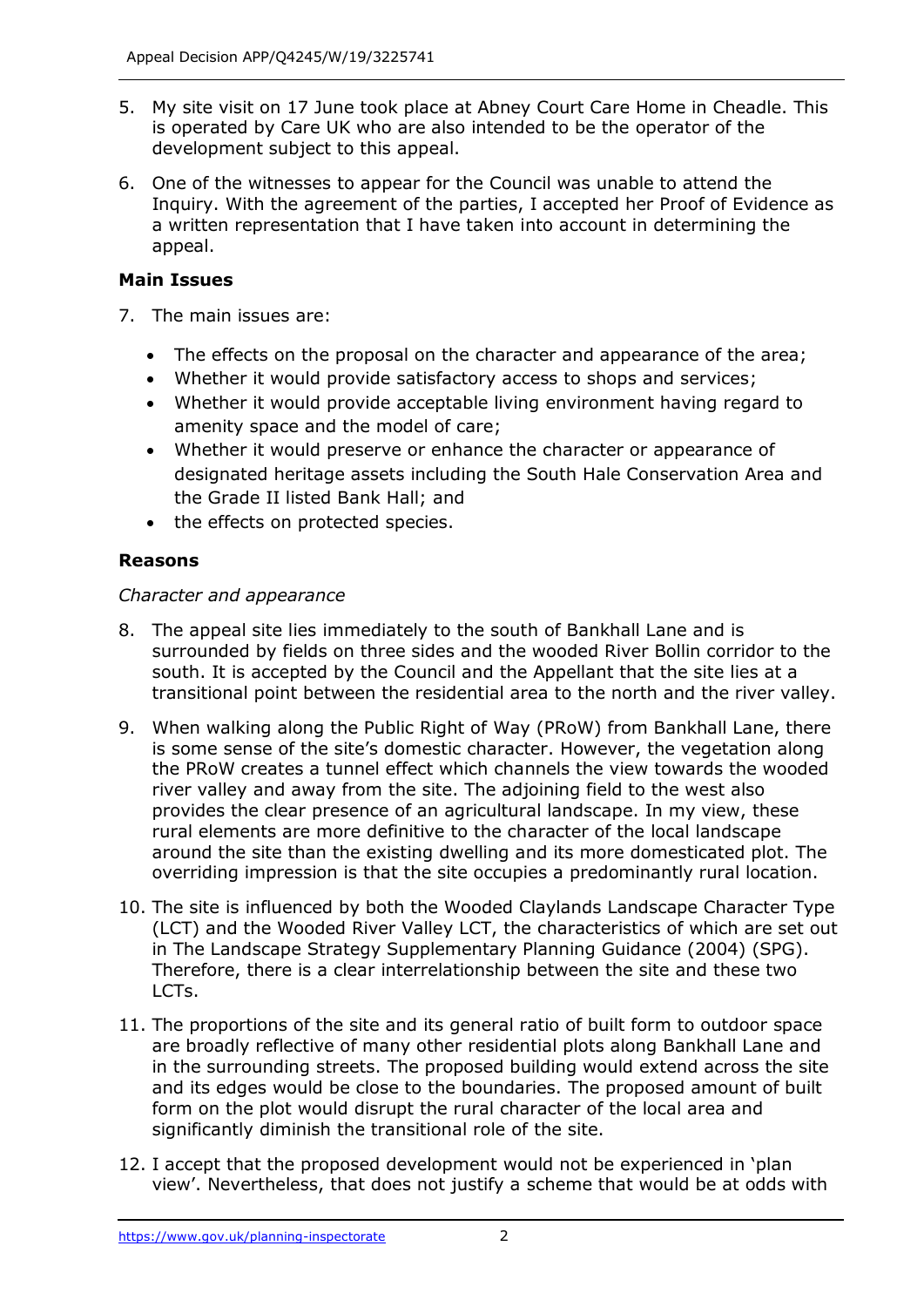5. My site visit on 17 June took place at Abney Court Care Home in Cheadle. This is operated by Care UK who are also intended to be the operator of the development subject to this appeal.

6. One of the witnesses to appear for the Council was unable to attend the Inquiry. With the agreement of the parties, I accepted her Proof of Evidence as a written representation that I have taken into account in determining the appeal.

## Main Issues

7. The main issues are:

   - The effects on the proposal on the character and appearance of the area;
   - Whether it would provide satisfactory access to shops and services;
   - Whether it would provide acceptable living environment having regard to amenity space and the model of care;
   - Whether it would preserve or enhance the character or appearance of designated heritage assets including the South Hale Conservation Area and the Grade II listed Bank Hall; and
   - the effects on protected species.

## Reasons

*Character and appearance*

8. The appeal site lies immediately to the south of Bankhall Lane and is surrounded by fields on three sides and the wooded River Bollin corridor to the south. It is accepted by the Council and the Appellant that the site lies at a transitional point between the residential area to the north and the river valley.

9. When walking along the Public Right of Way (PRoW) from Bankhall Lane, there is some sense of the site's domestic character. However, the vegetation along the PRoW creates a tunnel effect which channels the view towards the wooded river valley and away from the site. The adjoining field to the west also provides the clear presence of an agricultural landscape. In my view, these rural elements are more definitive to the character of the local landscape around the site than the existing dwelling and its more domesticated plot. The overriding impression is that the site occupies a predominantly rural location.

10. The site is influenced by both the Wooded Claylands Landscape Character Type (LCT) and the Wooded River Valley LCT, the characteristics of which are set out in The Landscape Strategy Supplementary Planning Guidance (2004) (SPG). Therefore, there is a clear interrelationship between the site and these two LCTs.

11. The proportions of the site and its general ratio of built form to outdoor space are broadly reflective of many other residential plots along Bankhall Lane and in the surrounding streets. The proposed building would extend across the site and its edges would be close to the boundaries. The proposed amount of built form on the plot would disrupt the rural character of the local area and significantly diminish the transitional role of the site.

12. I accept that the proposed development would not be experienced in 'plan view'. Nevertheless, that does not justify a scheme that would be at odds with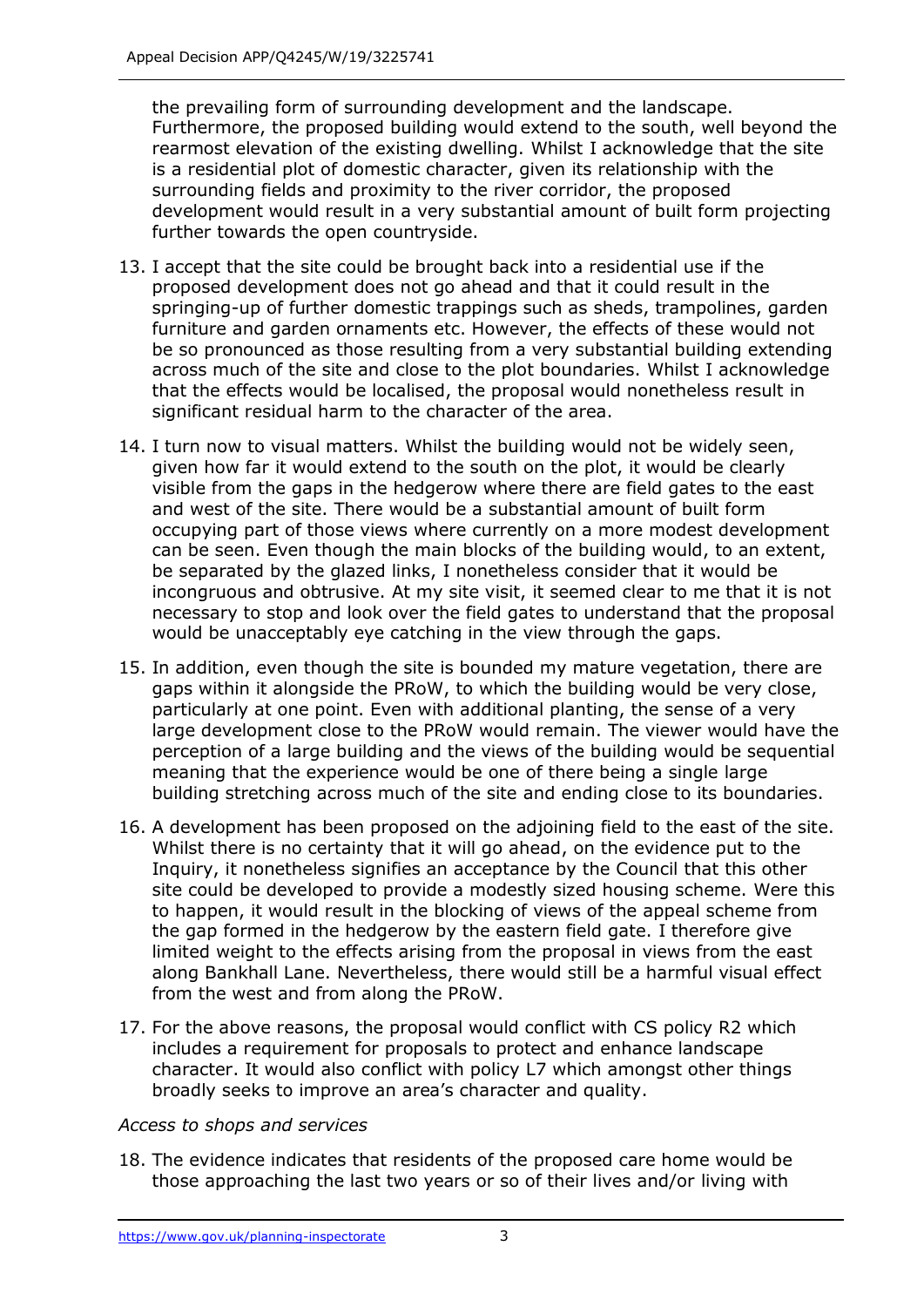the prevailing form of surrounding development and the landscape. Furthermore, the proposed building would extend to the south, well beyond the rearmost elevation of the existing dwelling. Whilst I acknowledge that the site is a residential plot of domestic character, given its relationship with the surrounding fields and proximity to the river corridor, the proposed development would result in a very substantial amount of built form projecting further towards the open countryside.

13. I accept that the site could be brought back into a residential use if the proposed development does not go ahead and that it could result in the springing-up of further domestic trappings such as sheds, trampolines, garden furniture and garden ornaments etc. However, the effects of these would not be so pronounced as those resulting from a very substantial building extending across much of the site and close to the plot boundaries. Whilst I acknowledge that the effects would be localised, the proposal would nonetheless result in significant residual harm to the character of the area.

14. I turn now to visual matters. Whilst the building would not be widely seen, given how far it would extend to the south on the plot, it would be clearly visible from the gaps in the hedgerow where there are field gates to the east and west of the site. There would be a substantial amount of built form occupying part of those views where currently on a more modest development can be seen. Even though the main blocks of the building would, to an extent, be separated by the glazed links, I nonetheless consider that it would be incongruous and obtrusive. At my site visit, it seemed clear to me that it is not necessary to stop and look over the field gates to understand that the proposal would be unacceptably eye catching in the view through the gaps.

15. In addition, even though the site is bounded my mature vegetation, there are gaps within it alongside the PRoW, to which the building would be very close, particularly at one point. Even with additional planting, the sense of a very large development close to the PRoW would remain. The viewer would have the perception of a large building and the views of the building would be sequential meaning that the experience would be one of there being a single large building stretching across much of the site and ending close to its boundaries.

16. A development has been proposed on the adjoining field to the east of the site. Whilst there is no certainty that it will go ahead, on the evidence put to the Inquiry, it nonetheless signifies an acceptance by the Council that this other site could be developed to provide a modestly sized housing scheme. Were this to happen, it would result in the blocking of views of the appeal scheme from the gap formed in the hedgerow by the eastern field gate. I therefore give limited weight to the effects arising from the proposal in views from the east along Bankhall Lane. Nevertheless, there would still be a harmful visual effect from the west and from along the PRoW.

17. For the above reasons, the proposal would conflict with CS policy R2 which includes a requirement for proposals to protect and enhance landscape character. It would also conflict with policy L7 which amongst other things broadly seeks to improve an area's character and quality.

*Access to shops and services*

18. The evidence indicates that residents of the proposed care home would be those approaching the last two years or so of their lives and/or living with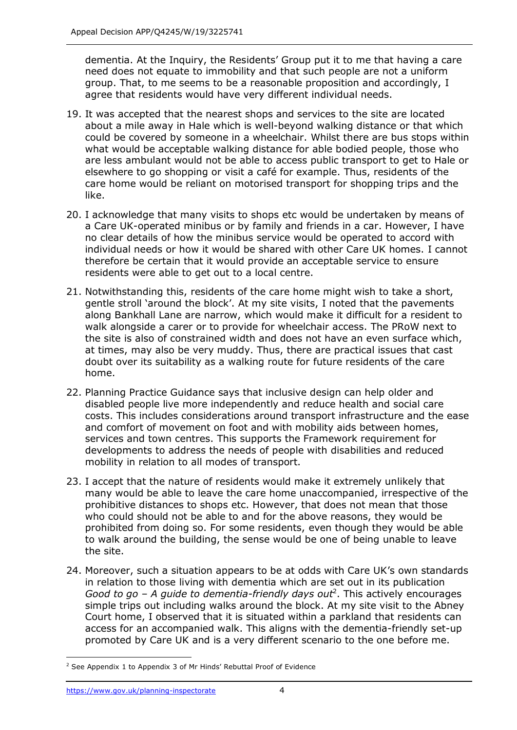dementia. At the Inquiry, the Residents' Group put it to me that having a care need does not equate to immobility and that such people are not a uniform group. That, to me seems to be a reasonable proposition and accordingly, I agree that residents would have very different individual needs.

19. It was accepted that the nearest shops and services to the site are located about a mile away in Hale which is well-beyond walking distance or that which could be covered by someone in a wheelchair. Whilst there are bus stops within what would be acceptable walking distance for able bodied people, those who are less ambulant would not be able to access public transport to get to Hale or elsewhere to go shopping or visit a café for example. Thus, residents of the care home would be reliant on motorised transport for shopping trips and the like.

20. I acknowledge that many visits to shops etc would be undertaken by means of a Care UK-operated minibus or by family and friends in a car. However, I have no clear details of how the minibus service would be operated to accord with individual needs or how it would be shared with other Care UK homes. I cannot therefore be certain that it would provide an acceptable service to ensure residents were able to get out to a local centre.

21. Notwithstanding this, residents of the care home might wish to take a short, gentle stroll 'around the block'. At my site visits, I noted that the pavements along Bankhall Lane are narrow, which would make it difficult for a resident to walk alongside a carer or to provide for wheelchair access. The PRoW next to the site is also of constrained width and does not have an even surface which, at times, may also be very muddy. Thus, there are practical issues that cast doubt over its suitability as a walking route for future residents of the care home.

22. Planning Practice Guidance says that inclusive design can help older and disabled people live more independently and reduce health and social care costs. This includes considerations around transport infrastructure and the ease and comfort of movement on foot and with mobility aids between homes, services and town centres. This supports the Framework requirement for developments to address the needs of people with disabilities and reduced mobility in relation to all modes of transport.

23. I accept that the nature of residents would make it extremely unlikely that many would be able to leave the care home unaccompanied, irrespective of the prohibitive distances to shops etc. However, that does not mean that those who could should not be able to and for the above reasons, they would be prohibited from doing so. For some residents, even though they would be able to walk around the building, the sense would be one of being unable to leave the site.

24. Moreover, such a situation appears to be at odds with Care UK's own standards in relation to those living with dementia which are set out in its publication *Good to go – A guide to dementia-friendly days out*[2]. This actively encourages simple trips out including walks around the block. At my site visit to the Abney Court home, I observed that it is situated within a parkland that residents can access for an accompanied walk. This aligns with the dementia-friendly set-up promoted by Care UK and is a very different scenario to the one before me.

[2] See Appendix 1 to Appendix 3 of Mr Hinds' Rebuttal Proof of Evidence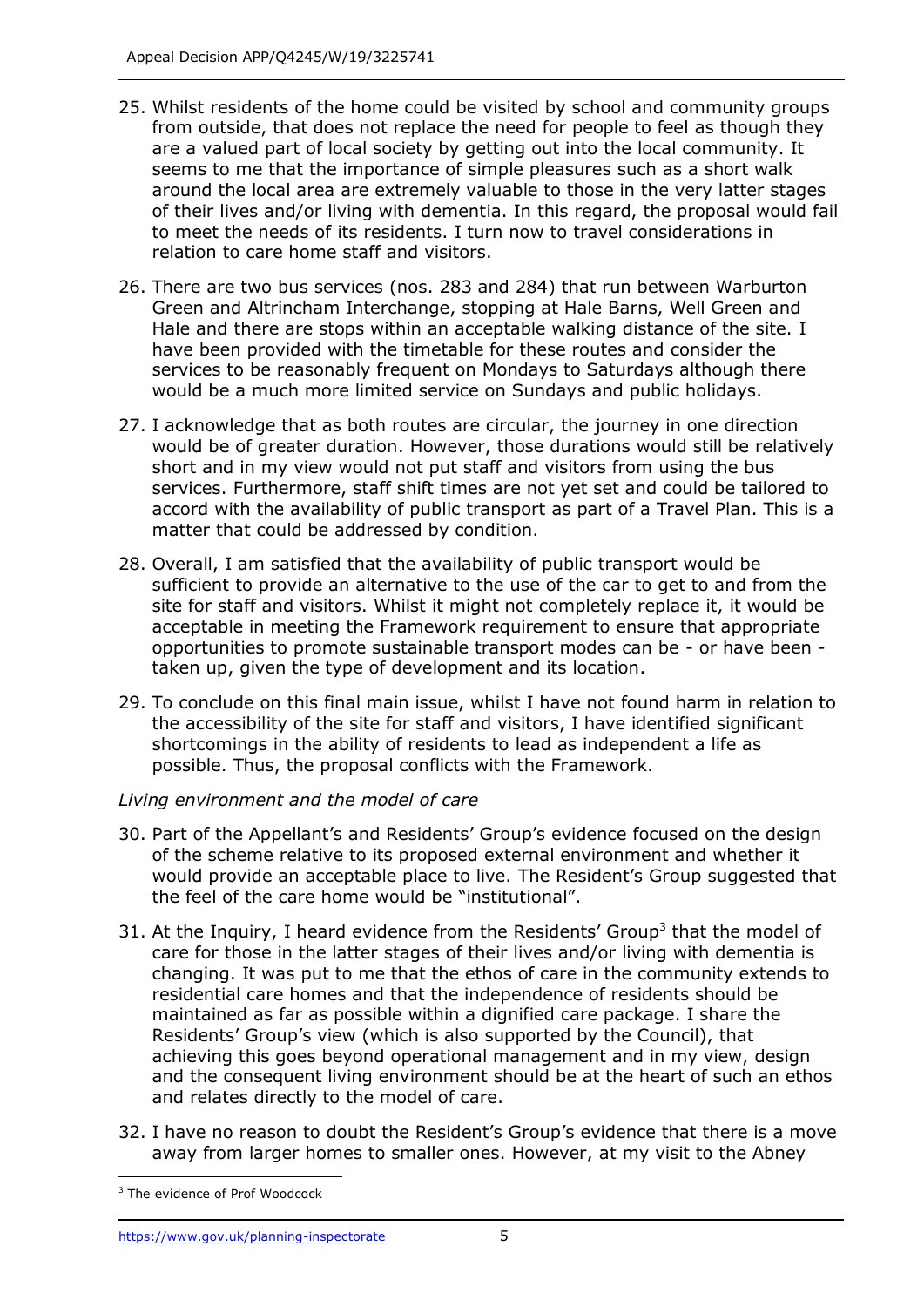25. Whilst residents of the home could be visited by school and community groups from outside, that does not replace the need for people to feel as though they are a valued part of local society by getting out into the local community. It seems to me that the importance of simple pleasures such as a short walk around the local area are extremely valuable to those in the very latter stages of their lives and/or living with dementia. In this regard, the proposal would fail to meet the needs of its residents. I turn now to travel considerations in relation to care home staff and visitors.

26. There are two bus services (nos. 283 and 284) that run between Warburton Green and Altrincham Interchange, stopping at Hale Barns, Well Green and Hale and there are stops within an acceptable walking distance of the site. I have been provided with the timetable for these routes and consider the services to be reasonably frequent on Mondays to Saturdays although there would be a much more limited service on Sundays and public holidays.

27. I acknowledge that as both routes are circular, the journey in one direction would be of greater duration. However, those durations would still be relatively short and in my view would not put staff and visitors from using the bus services. Furthermore, staff shift times are not yet set and could be tailored to accord with the availability of public transport as part of a Travel Plan. This is a matter that could be addressed by condition.

28. Overall, I am satisfied that the availability of public transport would be sufficient to provide an alternative to the use of the car to get to and from the site for staff and visitors. Whilst it might not completely replace it, it would be acceptable in meeting the Framework requirement to ensure that appropriate opportunities to promote sustainable transport modes can be - or have been - taken up, given the type of development and its location.

29. To conclude on this final main issue, whilst I have not found harm in relation to the accessibility of the site for staff and visitors, I have identified significant shortcomings in the ability of residents to lead as independent a life as possible. Thus, the proposal conflicts with the Framework.

*Living environment and the model of care*

30. Part of the Appellant's and Residents' Group's evidence focused on the design of the scheme relative to its proposed external environment and whether it would provide an acceptable place to live. The Resident's Group suggested that the feel of the care home would be "institutional".

31. At the Inquiry, I heard evidence from the Residents' Group[3] that the model of care for those in the latter stages of their lives and/or living with dementia is changing. It was put to me that the ethos of care in the community extends to residential care homes and that the independence of residents should be maintained as far as possible within a dignified care package. I share the Residents' Group's view (which is also supported by the Council), that achieving this goes beyond operational management and in my view, design and the consequent living environment should be at the heart of such an ethos and relates directly to the model of care.

32. I have no reason to doubt the Resident's Group's evidence that there is a move away from larger homes to smaller ones. However, at my visit to the Abney

[3] The evidence of Prof Woodcock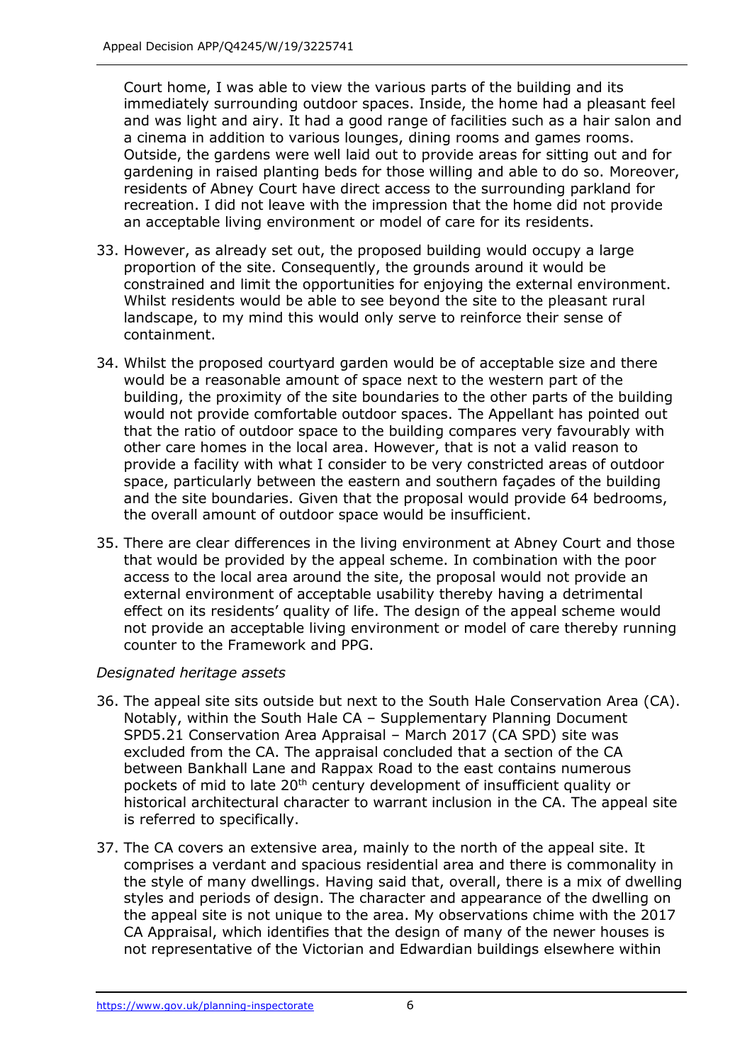Court home, I was able to view the various parts of the building and its immediately surrounding outdoor spaces. Inside, the home had a pleasant feel and was light and airy. It had a good range of facilities such as a hair salon and a cinema in addition to various lounges, dining rooms and games rooms. Outside, the gardens were well laid out to provide areas for sitting out and for gardening in raised planting beds for those willing and able to do so. Moreover, residents of Abney Court have direct access to the surrounding parkland for recreation. I did not leave with the impression that the home did not provide an acceptable living environment or model of care for its residents.

33. However, as already set out, the proposed building would occupy a large proportion of the site. Consequently, the grounds around it would be constrained and limit the opportunities for enjoying the external environment. Whilst residents would be able to see beyond the site to the pleasant rural landscape, to my mind this would only serve to reinforce their sense of containment.

34. Whilst the proposed courtyard garden would be of acceptable size and there would be a reasonable amount of space next to the western part of the building, the proximity of the site boundaries to the other parts of the building would not provide comfortable outdoor spaces. The Appellant has pointed out that the ratio of outdoor space to the building compares very favourably with other care homes in the local area. However, that is not a valid reason to provide a facility with what I consider to be very constricted areas of outdoor space, particularly between the eastern and southern façades of the building and the site boundaries. Given that the proposal would provide 64 bedrooms, the overall amount of outdoor space would be insufficient.

35. There are clear differences in the living environment at Abney Court and those that would be provided by the appeal scheme. In combination with the poor access to the local area around the site, the proposal would not provide an external environment of acceptable usability thereby having a detrimental effect on its residents' quality of life. The design of the appeal scheme would not provide an acceptable living environment or model of care thereby running counter to the Framework and PPG.

*Designated heritage assets*

36. The appeal site sits outside but next to the South Hale Conservation Area (CA). Notably, within the South Hale CA – Supplementary Planning Document SPD5.21 Conservation Area Appraisal – March 2017 (CA SPD) site was excluded from the CA. The appraisal concluded that a section of the CA between Bankhall Lane and Rappax Road to the east contains numerous pockets of mid to late 20th century development of insufficient quality or historical architectural character to warrant inclusion in the CA. The appeal site is referred to specifically.

37. The CA covers an extensive area, mainly to the north of the appeal site. It comprises a verdant and spacious residential area and there is commonality in the style of many dwellings. Having said that, overall, there is a mix of dwelling styles and periods of design. The character and appearance of the dwelling on the appeal site is not unique to the area. My observations chime with the 2017 CA Appraisal, which identifies that the design of many of the newer houses is not representative of the Victorian and Edwardian buildings elsewhere within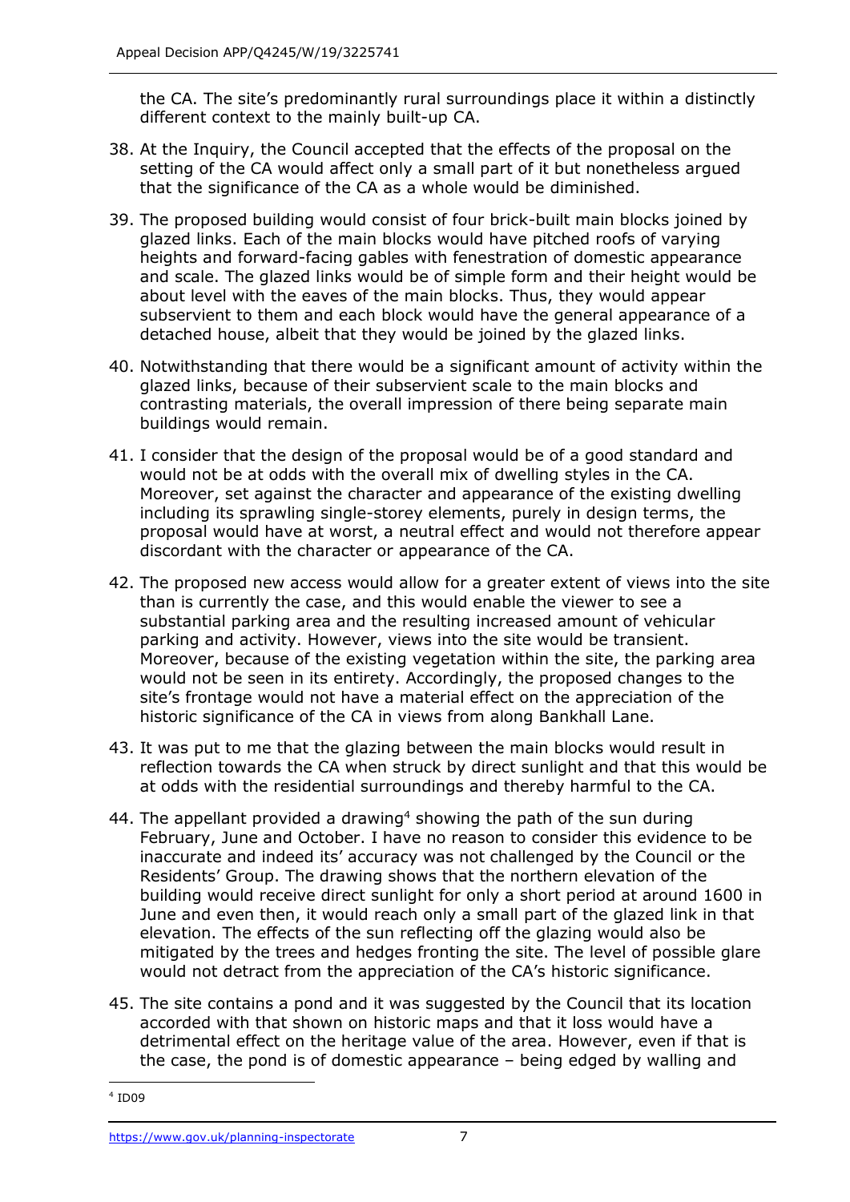the CA. The site's predominantly rural surroundings place it within a distinctly different context to the mainly built-up CA.

38. At the Inquiry, the Council accepted that the effects of the proposal on the setting of the CA would affect only a small part of it but nonetheless argued that the significance of the CA as a whole would be diminished.

39. The proposed building would consist of four brick-built main blocks joined by glazed links. Each of the main blocks would have pitched roofs of varying heights and forward-facing gables with fenestration of domestic appearance and scale. The glazed links would be of simple form and their height would be about level with the eaves of the main blocks. Thus, they would appear subservient to them and each block would have the general appearance of a detached house, albeit that they would be joined by the glazed links.

40. Notwithstanding that there would be a significant amount of activity within the glazed links, because of their subservient scale to the main blocks and contrasting materials, the overall impression of there being separate main buildings would remain.

41. I consider that the design of the proposal would be of a good standard and would not be at odds with the overall mix of dwelling styles in the CA. Moreover, set against the character and appearance of the existing dwelling including its sprawling single-storey elements, purely in design terms, the proposal would have at worst, a neutral effect and would not therefore appear discordant with the character or appearance of the CA.

42. The proposed new access would allow for a greater extent of views into the site than is currently the case, and this would enable the viewer to see a substantial parking area and the resulting increased amount of vehicular parking and activity. However, views into the site would be transient. Moreover, because of the existing vegetation within the site, the parking area would not be seen in its entirety. Accordingly, the proposed changes to the site's frontage would not have a material effect on the appreciation of the historic significance of the CA in views from along Bankhall Lane.

43. It was put to me that the glazing between the main blocks would result in reflection towards the CA when struck by direct sunlight and that this would be at odds with the residential surroundings and thereby harmful to the CA.

44. The appellant provided a drawing[4] showing the path of the sun during February, June and October. I have no reason to consider this evidence to be inaccurate and indeed its' accuracy was not challenged by the Council or the Residents' Group. The drawing shows that the northern elevation of the building would receive direct sunlight for only a short period at around 1600 in June and even then, it would reach only a small part of the glazed link in that elevation. The effects of the sun reflecting off the glazing would also be mitigated by the trees and hedges fronting the site. The level of possible glare would not detract from the appreciation of the CA's historic significance.

45. The site contains a pond and it was suggested by the Council that its location accorded with that shown on historic maps and that it loss would have a detrimental effect on the heritage value of the area. However, even if that is the case, the pond is of domestic appearance – being edged by walling and

[4] ID09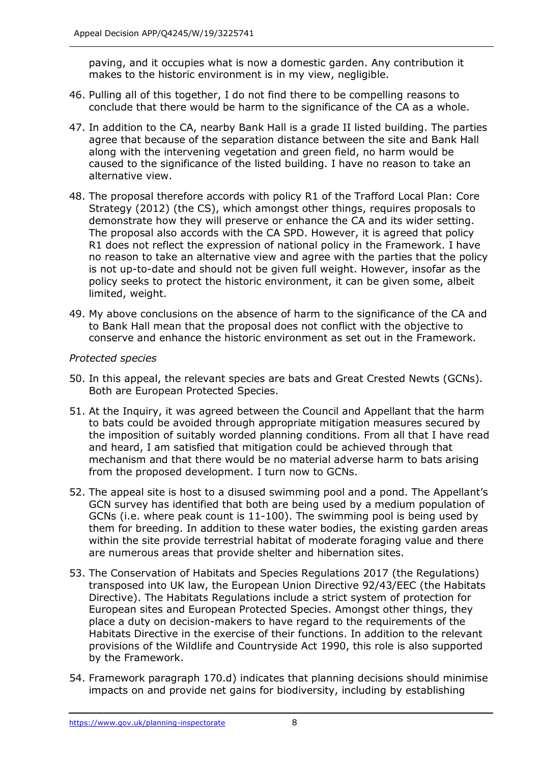paving, and it occupies what is now a domestic garden. Any contribution it makes to the historic environment is in my view, negligible.

46. Pulling all of this together, I do not find there to be compelling reasons to conclude that there would be harm to the significance of the CA as a whole.

47. In addition to the CA, nearby Bank Hall is a grade II listed building. The parties agree that because of the separation distance between the site and Bank Hall along with the intervening vegetation and green field, no harm would be caused to the significance of the listed building. I have no reason to take an alternative view.

48. The proposal therefore accords with policy R1 of the Trafford Local Plan: Core Strategy (2012) (the CS), which amongst other things, requires proposals to demonstrate how they will preserve or enhance the CA and its wider setting. The proposal also accords with the CA SPD. However, it is agreed that policy R1 does not reflect the expression of national policy in the Framework. I have no reason to take an alternative view and agree with the parties that the policy is not up-to-date and should not be given full weight. However, insofar as the policy seeks to protect the historic environment, it can be given some, albeit limited, weight.

49. My above conclusions on the absence of harm to the significance of the CA and to Bank Hall mean that the proposal does not conflict with the objective to conserve and enhance the historic environment as set out in the Framework.

*Protected species*

50. In this appeal, the relevant species are bats and Great Crested Newts (GCNs). Both are European Protected Species.

51. At the Inquiry, it was agreed between the Council and Appellant that the harm to bats could be avoided through appropriate mitigation measures secured by the imposition of suitably worded planning conditions. From all that I have read and heard, I am satisfied that mitigation could be achieved through that mechanism and that there would be no material adverse harm to bats arising from the proposed development. I turn now to GCNs.

52. The appeal site is host to a disused swimming pool and a pond. The Appellant's GCN survey has identified that both are being used by a medium population of GCNs (i.e. where peak count is 11-100). The swimming pool is being used by them for breeding. In addition to these water bodies, the existing garden areas within the site provide terrestrial habitat of moderate foraging value and there are numerous areas that provide shelter and hibernation sites.

53. The Conservation of Habitats and Species Regulations 2017 (the Regulations) transposed into UK law, the European Union Directive 92/43/EEC (the Habitats Directive). The Habitats Regulations include a strict system of protection for European sites and European Protected Species. Amongst other things, they place a duty on decision-makers to have regard to the requirements of the Habitats Directive in the exercise of their functions. In addition to the relevant provisions of the Wildlife and Countryside Act 1990, this role is also supported by the Framework.

54. Framework paragraph 170.d) indicates that planning decisions should minimise impacts on and provide net gains for biodiversity, including by establishing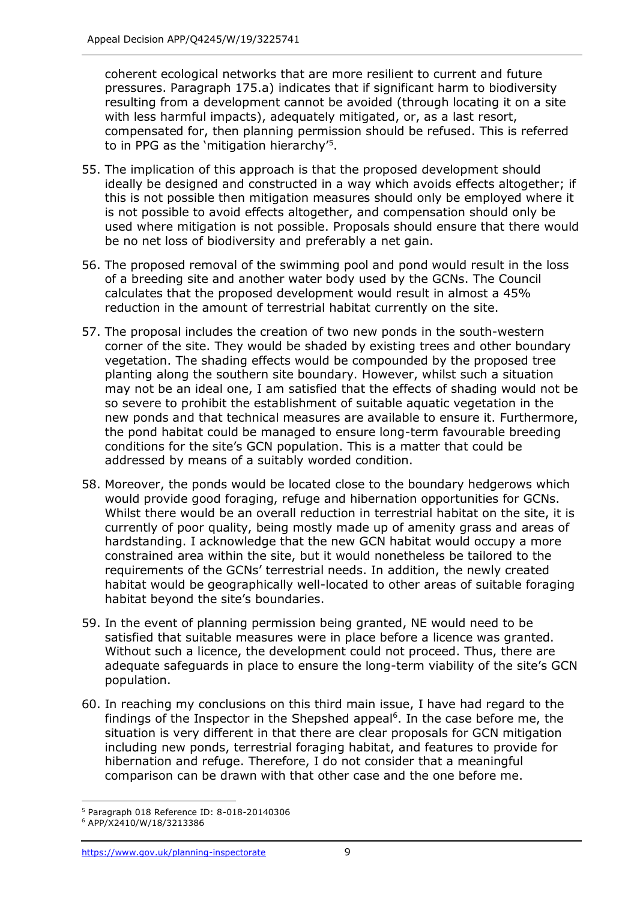coherent ecological networks that are more resilient to current and future pressures. Paragraph 175.a) indicates that if significant harm to biodiversity resulting from a development cannot be avoided (through locating it on a site with less harmful impacts), adequately mitigated, or, as a last resort, compensated for, then planning permission should be refused. This is referred to in PPG as the 'mitigation hierarchy'[5].

55. The implication of this approach is that the proposed development should ideally be designed and constructed in a way which avoids effects altogether; if this is not possible then mitigation measures should only be employed where it is not possible to avoid effects altogether, and compensation should only be used where mitigation is not possible. Proposals should ensure that there would be no net loss of biodiversity and preferably a net gain.

56. The proposed removal of the swimming pool and pond would result in the loss of a breeding site and another water body used by the GCNs. The Council calculates that the proposed development would result in almost a 45% reduction in the amount of terrestrial habitat currently on the site.

57. The proposal includes the creation of two new ponds in the south-western corner of the site. They would be shaded by existing trees and other boundary vegetation. The shading effects would be compounded by the proposed tree planting along the southern site boundary. However, whilst such a situation may not be an ideal one, I am satisfied that the effects of shading would not be so severe to prohibit the establishment of suitable aquatic vegetation in the new ponds and that technical measures are available to ensure it. Furthermore, the pond habitat could be managed to ensure long-term favourable breeding conditions for the site's GCN population. This is a matter that could be addressed by means of a suitably worded condition.

58. Moreover, the ponds would be located close to the boundary hedgerows which would provide good foraging, refuge and hibernation opportunities for GCNs. Whilst there would be an overall reduction in terrestrial habitat on the site, it is currently of poor quality, being mostly made up of amenity grass and areas of hardstanding. I acknowledge that the new GCN habitat would occupy a more constrained area within the site, but it would nonetheless be tailored to the requirements of the GCNs' terrestrial needs. In addition, the newly created habitat would be geographically well-located to other areas of suitable foraging habitat beyond the site's boundaries.

59. In the event of planning permission being granted, NE would need to be satisfied that suitable measures were in place before a licence was granted. Without such a licence, the development could not proceed. Thus, there are adequate safeguards in place to ensure the long-term viability of the site's GCN population.

60. In reaching my conclusions on this third main issue, I have had regard to the findings of the Inspector in the Shepshed appeal[6]. In the case before me, the situation is very different in that there are clear proposals for GCN mitigation including new ponds, terrestrial foraging habitat, and features to provide for hibernation and refuge. Therefore, I do not consider that a meaningful comparison can be drawn with that other case and the one before me.

---

[5] Paragraph 018 Reference ID: 8-018-20140306

[6] APP/X2410/W/18/3213386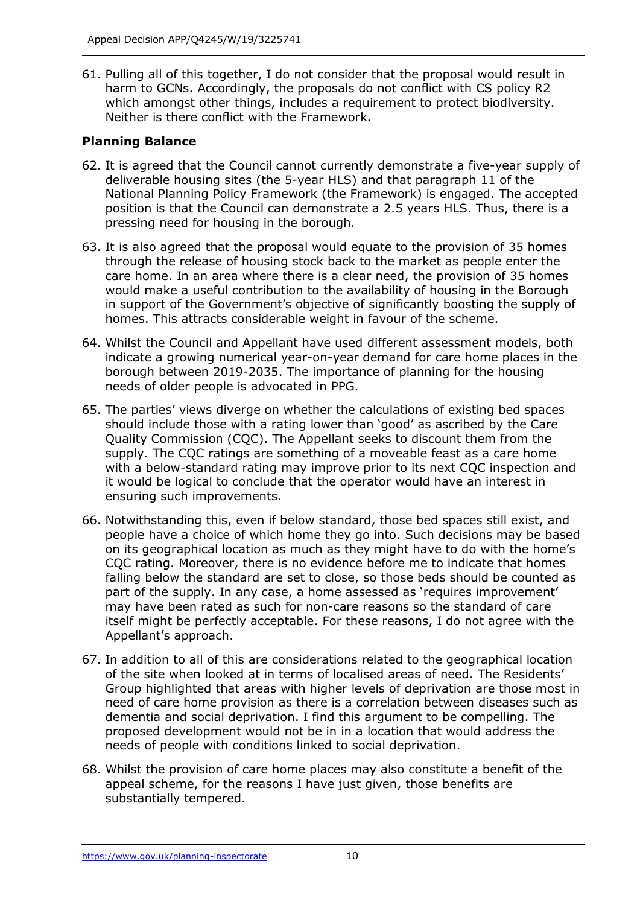61. Pulling all of this together, I do not consider that the proposal would result in harm to GCNs. Accordingly, the proposals do not conflict with CS policy R2 which amongst other things, includes a requirement to protect biodiversity. Neither is there conflict with the Framework.

### Planning Balance

62. It is agreed that the Council cannot currently demonstrate a five-year supply of deliverable housing sites (the 5-year HLS) and that paragraph 11 of the National Planning Policy Framework (the Framework) is engaged. The accepted position is that the Council can demonstrate a 2.5 years HLS. Thus, there is a pressing need for housing in the borough.

63. It is also agreed that the proposal would equate to the provision of 35 homes through the release of housing stock back to the market as people enter the care home. In an area where there is a clear need, the provision of 35 homes would make a useful contribution to the availability of housing in the Borough in support of the Government's objective of significantly boosting the supply of homes. This attracts considerable weight in favour of the scheme.

64. Whilst the Council and Appellant have used different assessment models, both indicate a growing numerical year-on-year demand for care home places in the borough between 2019-2035. The importance of planning for the housing needs of older people is advocated in PPG.

65. The parties' views diverge on whether the calculations of existing bed spaces should include those with a rating lower than 'good' as ascribed by the Care Quality Commission (CQC). The Appellant seeks to discount them from the supply. The CQC ratings are something of a moveable feast as a care home with a below-standard rating may improve prior to its next CQC inspection and it would be logical to conclude that the operator would have an interest in ensuring such improvements.

66. Notwithstanding this, even if below standard, those bed spaces still exist, and people have a choice of which home they go into. Such decisions may be based on its geographical location as much as they might have to do with the home's CQC rating. Moreover, there is no evidence before me to indicate that homes falling below the standard are set to close, so those beds should be counted as part of the supply. In any case, a home assessed as 'requires improvement' may have been rated as such for non-care reasons so the standard of care itself might be perfectly acceptable. For these reasons, I do not agree with the Appellant's approach.

67. In addition to all of this are considerations related to the geographical location of the site when looked at in terms of localised areas of need. The Residents' Group highlighted that areas with higher levels of deprivation are those most in need of care home provision as there is a correlation between diseases such as dementia and social deprivation. I find this argument to be compelling. The proposed development would not be in in a location that would address the needs of people with conditions linked to social deprivation.

68. Whilst the provision of care home places may also constitute a benefit of the appeal scheme, for the reasons I have just given, those benefits are substantially tempered.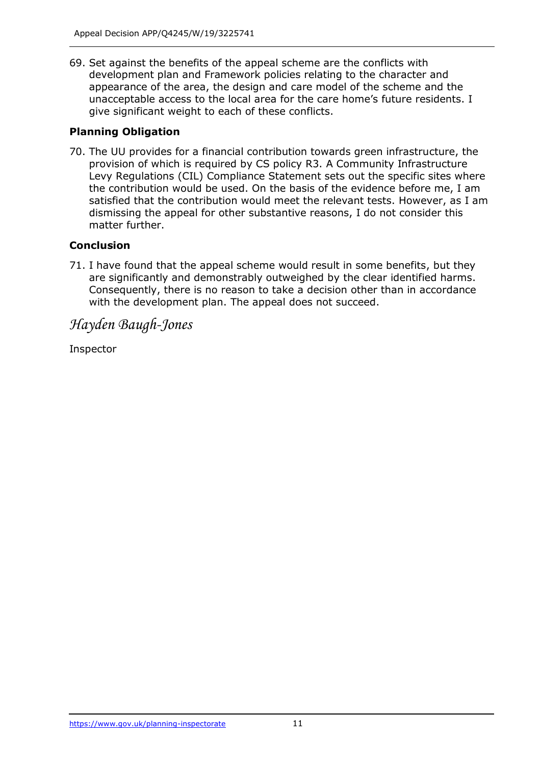69. Set against the benefits of the appeal scheme are the conflicts with development plan and Framework policies relating to the character and appearance of the area, the design and care model of the scheme and the unacceptable access to the local area for the care home's future residents. I give significant weight to each of these conflicts.

**Planning Obligation**

70. The UU provides for a financial contribution towards green infrastructure, the provision of which is required by CS policy R3. A Community Infrastructure Levy Regulations (CIL) Compliance Statement sets out the specific sites where the contribution would be used. On the basis of the evidence before me, I am satisfied that the contribution would meet the relevant tests. However, as I am dismissing the appeal for other substantive reasons, I do not consider this matter further.

**Conclusion**

71. I have found that the appeal scheme would result in some benefits, but they are significantly and demonstrably outweighed by the clear identified harms. Consequently, there is no reason to take a decision other than in accordance with the development plan. The appeal does not succeed.

*Hayden Baugh-Jones*

Inspector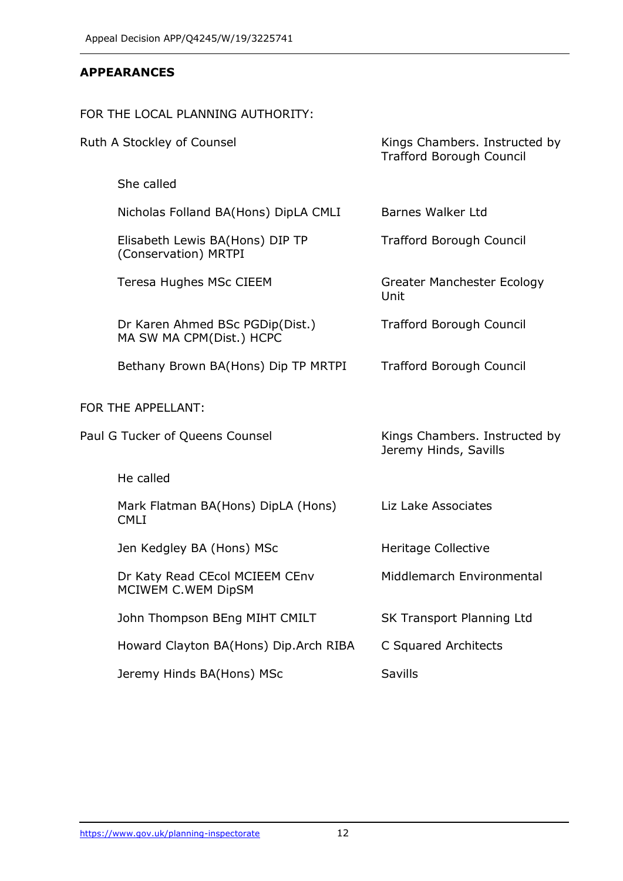## APPEARANCES

FOR THE LOCAL PLANNING AUTHORITY:

| | |
|---|---|
| Ruth A Stockley of Counsel | Kings Chambers. Instructed by Trafford Borough Council |
| She called | |
| Nicholas Folland BA(Hons) DipLA CMLI | Barnes Walker Ltd |
| Elisabeth Lewis BA(Hons) DIP TP (Conservation) MRTPI | Trafford Borough Council |
| Teresa Hughes MSc CIEEM | Greater Manchester Ecology Unit |
| Dr Karen Ahmed BSc PGDip(Dist.) MA SW MA CPM(Dist.) HCPC | Trafford Borough Council |
| Bethany Brown BA(Hons) Dip TP MRTPI | Trafford Borough Council |

FOR THE APPELLANT:

| | |
|---|---|
| Paul G Tucker of Queens Counsel | Kings Chambers. Instructed by Jeremy Hinds, Savills |
| He called | |
| Mark Flatman BA(Hons) DipLA (Hons) CMLI | Liz Lake Associates |
| Jen Kedgley BA (Hons) MSc | Heritage Collective |
| Dr Katy Read CEcol MCIEEM CEnv MCIWEM C.WEM DipSM | Middlemarch Environmental |
| John Thompson BEng MIHT CMILT | SK Transport Planning Ltd |
| Howard Clayton BA(Hons) Dip.Arch RIBA | C Squared Architects |
| Jeremy Hinds BA(Hons) MSc | Savills |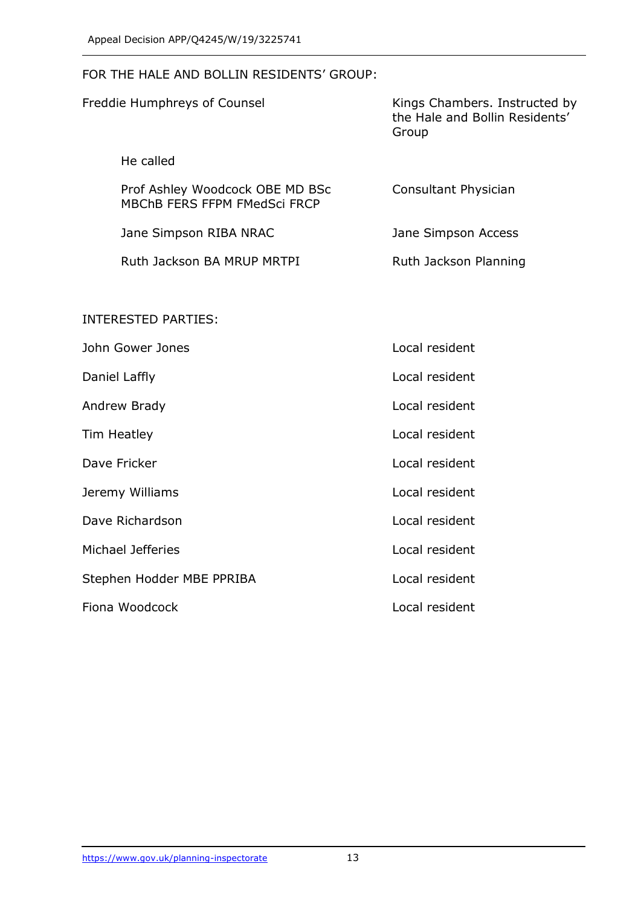FOR THE HALE AND BOLLIN RESIDENTS' GROUP:

| | |
|---|---|
| Freddie Humphreys of Counsel | Kings Chambers. Instructed by the Hale and Bollin Residents' Group |
| He called | |
| Prof Ashley Woodcock OBE MD BSc MBChB FERS FFPM FMedSci FRCP | Consultant Physician |
| Jane Simpson RIBA NRAC | Jane Simpson Access |
| Ruth Jackson BA MRUP MRTPI | Ruth Jackson Planning |

INTERESTED PARTIES:

| | |
|---|---|
| John Gower Jones | Local resident |
| Daniel Laffly | Local resident |
| Andrew Brady | Local resident |
| Tim Heatley | Local resident |
| Dave Fricker | Local resident |
| Jeremy Williams | Local resident |
| Dave Richardson | Local resident |
| Michael Jefferies | Local resident |
| Stephen Hodder MBE PPRIBA | Local resident |
| Fiona Woodcock | Local resident |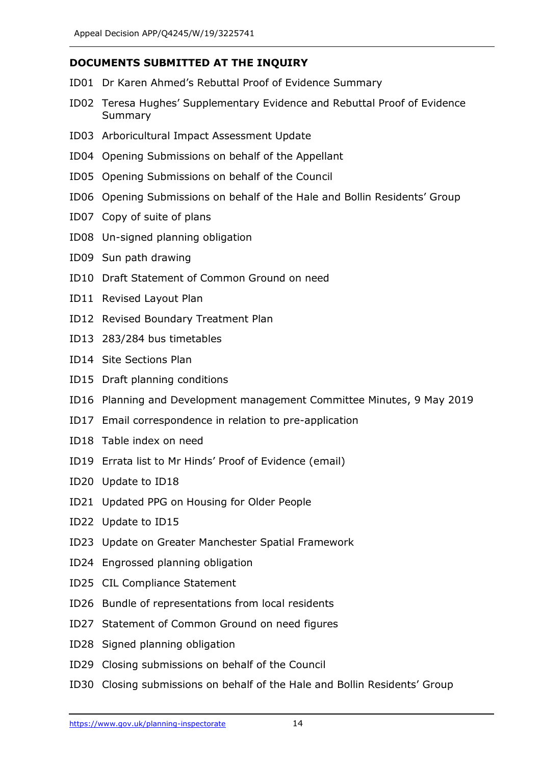**DOCUMENTS SUBMITTED AT THE INQUIRY**

ID01 Dr Karen Ahmed's Rebuttal Proof of Evidence Summary

ID02 Teresa Hughes' Supplementary Evidence and Rebuttal Proof of Evidence Summary

ID03 Arboricultural Impact Assessment Update

ID04 Opening Submissions on behalf of the Appellant

ID05 Opening Submissions on behalf of the Council

ID06 Opening Submissions on behalf of the Hale and Bollin Residents' Group

ID07 Copy of suite of plans

ID08 Un-signed planning obligation

ID09 Sun path drawing

ID10 Draft Statement of Common Ground on need

ID11 Revised Layout Plan

ID12 Revised Boundary Treatment Plan

ID13 283/284 bus timetables

ID14 Site Sections Plan

ID15 Draft planning conditions

ID16 Planning and Development management Committee Minutes, 9 May 2019

ID17 Email correspondence in relation to pre-application

ID18 Table index on need

ID19 Errata list to Mr Hinds' Proof of Evidence (email)

ID20 Update to ID18

ID21 Updated PPG on Housing for Older People

ID22 Update to ID15

ID23 Update on Greater Manchester Spatial Framework

ID24 Engrossed planning obligation

ID25 CIL Compliance Statement

ID26 Bundle of representations from local residents

ID27 Statement of Common Ground on need figures

ID28 Signed planning obligation

ID29 Closing submissions on behalf of the Council

ID30 Closing submissions on behalf of the Hale and Bollin Residents' Group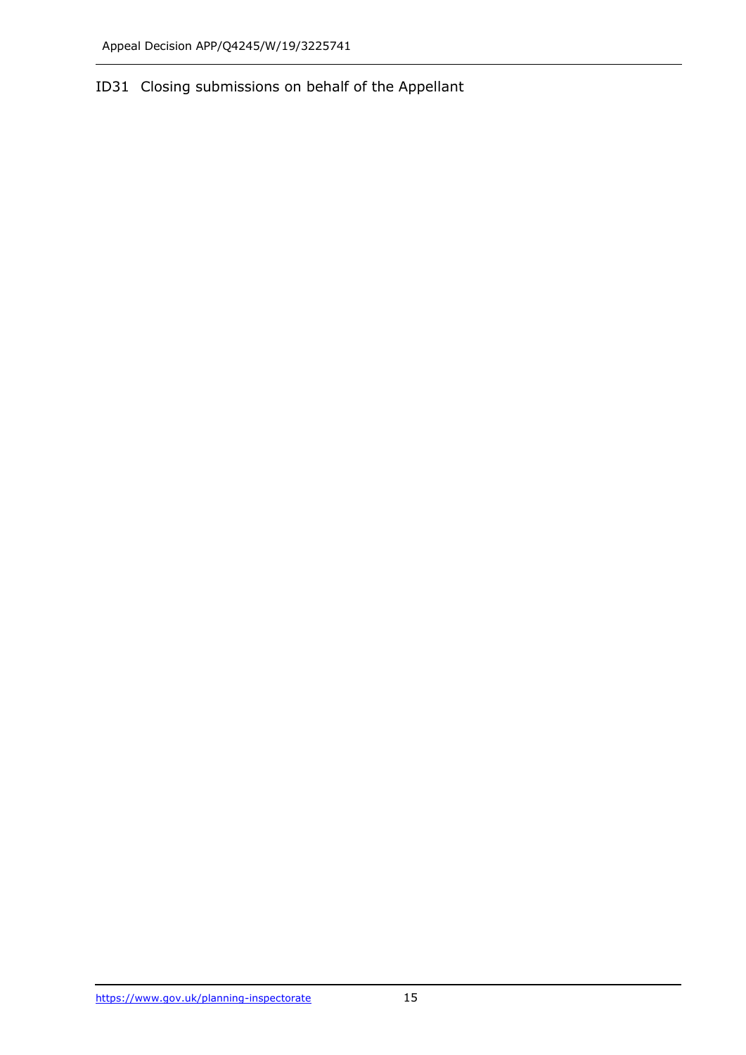ID31 Closing submissions on behalf of the Appellant